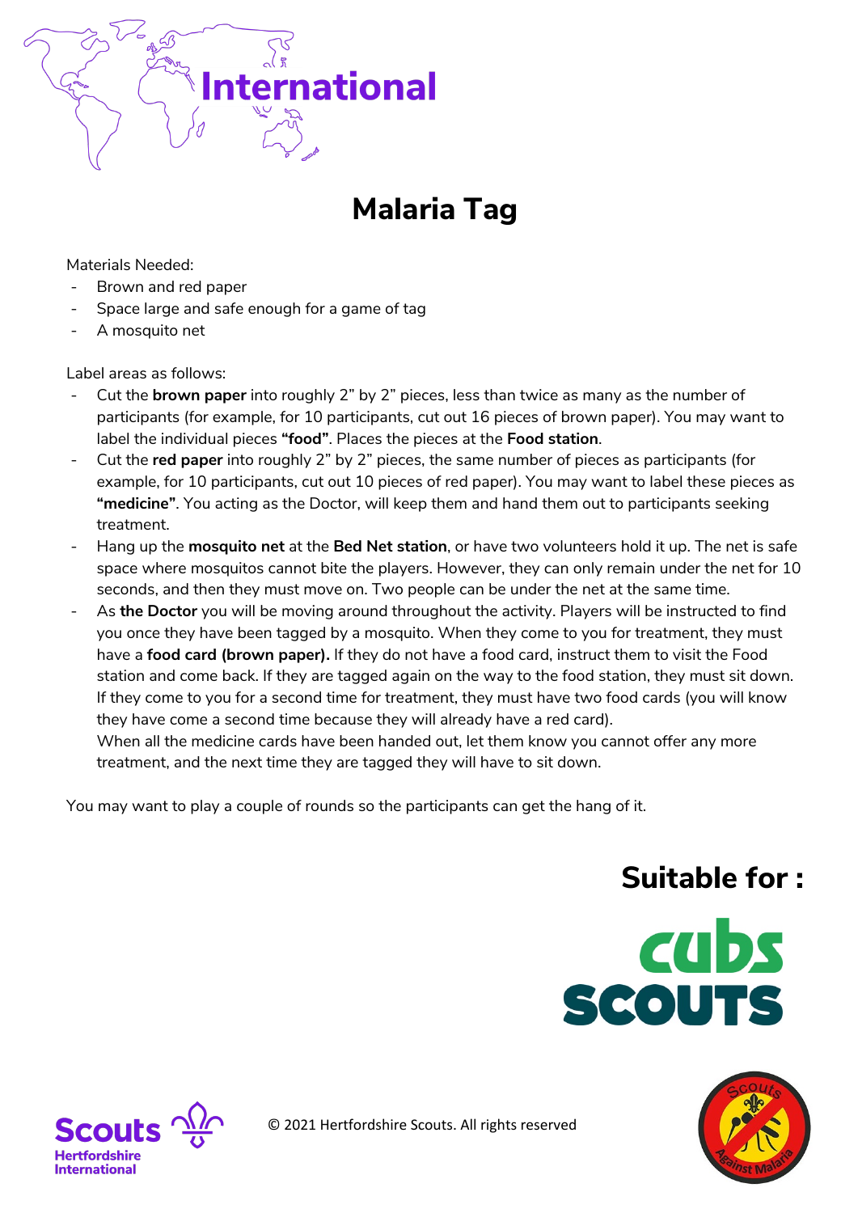International

# Malaria Tag

Materials Needed:

- Brown and red paper
- Space large and safe enough for a game of tag
- A mosquito net

Label areas as follows:

- Cut the **brown paper** into roughly 2" by 2" pieces, less than twice as many as the number of participants (for example, for 10 participants, cut out 16 pieces of brown paper). You may want to label the individual pieces **"food"**. Places the pieces at the **Food station**.
- Cut the **red paper** into roughly 2" by 2" pieces, the same number of pieces as participants (for example, for 10 participants, cut out 10 pieces of red paper). You may want to label these pieces as **"medicine"**. You acting as the Doctor, will keep them and hand them out to participants seeking treatment.
- Hang up the **mosquito net** at the **Bed Net station**, or have two volunteers hold it up. The net is safe space where mosquitos cannot bite the players. However, they can only remain under the net for 10 seconds, and then they must move on. Two people can be under the net at the same time.
- As **the Doctor** you will be moving around throughout the activity. Players will be instructed to find you once they have been tagged by a mosquito. When they come to you for treatment, they must have a **food card (brown paper).** If they do not have a food card, instruct them to visit the Food station and come back. If they are tagged again on the way to the food station, they must sit down. If they come to you for a second time for treatment, they must have two food cards (you will know they have come a second time because they will already have a red card).
  When all the medicine cards have been handed out, let them know you cannot offer any more treatment, and the next time they are tagged they will have to sit down.

You may want to play a couple of rounds so the participants can get the hang of it.

## Suitable for :

cubs

SCOUTS

Scouts Hertfordshire International

© 2021 Hertfordshire Scouts. All rights reserved

Scouts Against Malaria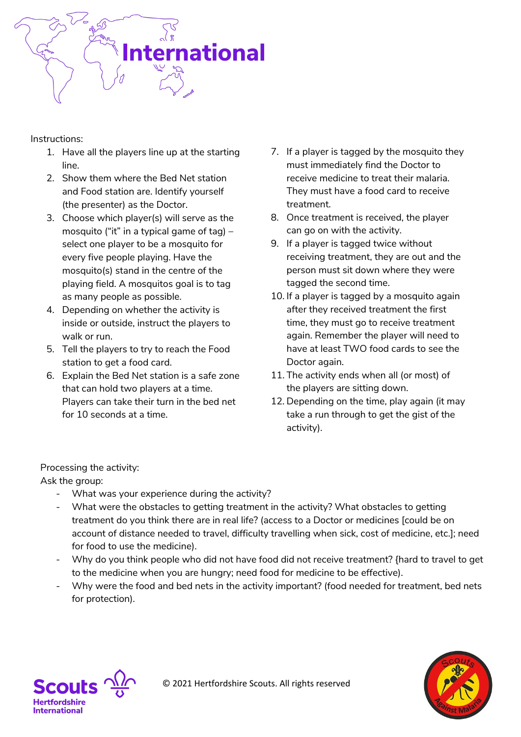# International

Instructions:

1. Have all the players line up at the starting line.
2. Show them where the Bed Net station and Food station are. Identify yourself (the presenter) as the Doctor.
3. Choose which player(s) will serve as the mosquito ("it" in a typical game of tag) – select one player to be a mosquito for every five people playing. Have the mosquito(s) stand in the centre of the playing field. A mosquitos goal is to tag as many people as possible.
4. Depending on whether the activity is inside or outside, instruct the players to walk or run.
5. Tell the players to try to reach the Food station to get a food card.
6. Explain the Bed Net station is a safe zone that can hold two players at a time. Players can take their turn in the bed net for 10 seconds at a time.
7. If a player is tagged by the mosquito they must immediately find the Doctor to receive medicine to treat their malaria. They must have a food card to receive treatment.
8. Once treatment is received, the player can go on with the activity.
9. If a player is tagged twice without receiving treatment, they are out and the person must sit down where they were tagged the second time.
10. If a player is tagged by a mosquito again after they received treatment the first time, they must go to receive treatment again. Remember the player will need to have at least TWO food cards to see the Doctor again.
11. The activity ends when all (or most) of the players are sitting down.
12. Depending on the time, play again (it may take a run through to get the gist of the activity).

Processing the activity:

Ask the group:

- What was your experience during the activity?
- What were the obstacles to getting treatment in the activity? What obstacles to getting treatment do you think there are in real life? (access to a Doctor or medicines [could be on account of distance needed to travel, difficulty travelling when sick, cost of medicine, etc.]; need for food to use the medicine).
- Why do you think people who did not have food did not receive treatment? {hard to travel to get to the medicine when you are hungry; need food for medicine to be effective).
- Why were the food and bed nets in the activity important? (food needed for treatment, bed nets for protection).

Scouts Hertfordshire International

© 2021 Hertfordshire Scouts. All rights reserved

Scouts Against Malaria